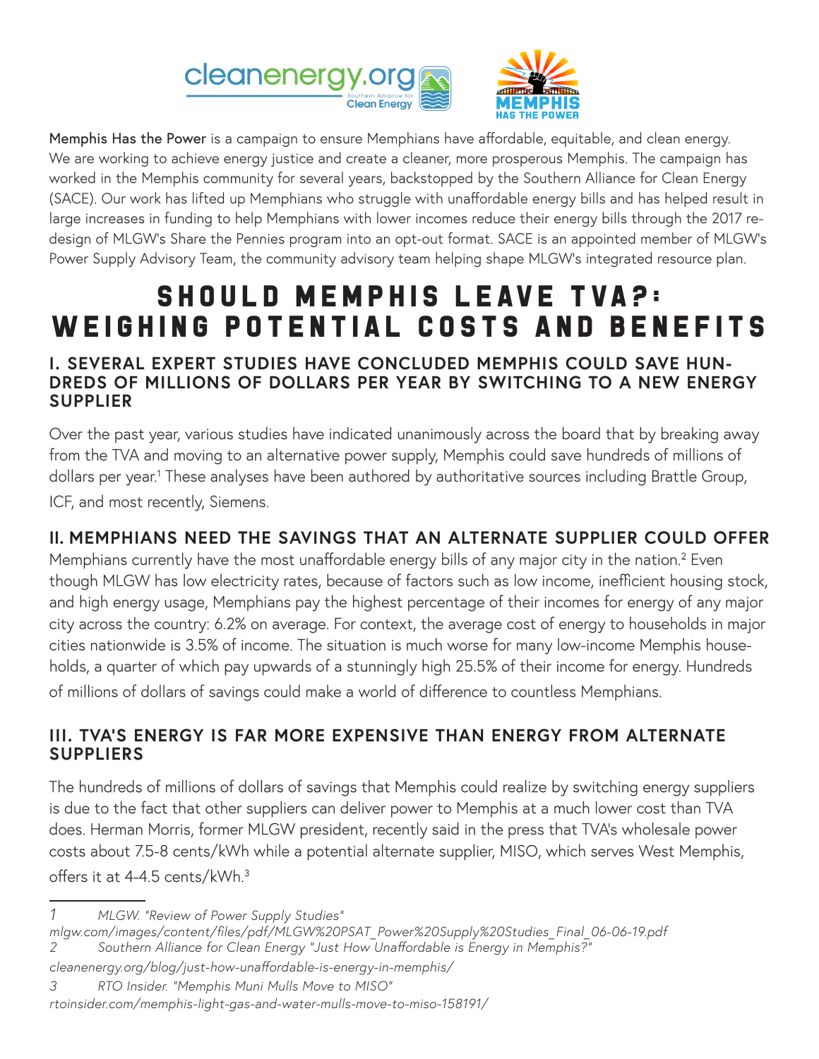**Memphis Has the Power** is a campaign to ensure Memphians have affordable, equitable, and clean energy. We are working to achieve energy justice and create a cleaner, more prosperous Memphis. The campaign has worked in the Memphis community for several years, backstopped by the Southern Alliance for Clean Energy (SACE). Our work has lifted up Memphians who struggle with unaffordable energy bills and has helped result in large increases in funding to help Memphians with lower incomes reduce their energy bills through the 2017 re-design of MLGW's Share the Pennies program into an opt-out format. SACE is an appointed member of MLGW's Power Supply Advisory Team, the community advisory team helping shape MLGW's integrated resource plan.

# SHOULD MEMPHIS LEAVE TVA?: WEIGHING POTENTIAL COSTS AND BENEFITS

## I. SEVERAL EXPERT STUDIES HAVE CONCLUDED MEMPHIS COULD SAVE HUNDREDS OF MILLIONS OF DOLLARS PER YEAR BY SWITCHING TO A NEW ENERGY SUPPLIER

Over the past year, various studies have indicated unanimously across the board that by breaking away from the TVA and moving to an alternative power supply, Memphis could save hundreds of millions of dollars per year.[1] These analyses have been authored by authoritative sources including Brattle Group, ICF, and most recently, Siemens.

## II. MEMPHIANS NEED THE SAVINGS THAT AN ALTERNATE SUPPLIER COULD OFFER

Memphians currently have the most unaffordable energy bills of any major city in the nation.[2] Even though MLGW has low electricity rates, because of factors such as low income, inefficient housing stock, and high energy usage, Memphians pay the highest percentage of their incomes for energy of any major city across the country: 6.2% on average. For context, the average cost of energy to households in major cities nationwide is 3.5% of income. The situation is much worse for many low-income Memphis households, a quarter of which pay upwards of a stunningly high 25.5% of their income for energy. Hundreds of millions of dollars of savings could make a world of difference to countless Memphians.

## III. TVA'S ENERGY IS FAR MORE EXPENSIVE THAN ENERGY FROM ALTERNATE SUPPLIERS

The hundreds of millions of dollars of savings that Memphis could realize by switching energy suppliers is due to the fact that other suppliers can deliver power to Memphis at a much lower cost than TVA does. Herman Morris, former MLGW president, recently said in the press that TVA's wholesale power costs about 7.5-8 cents/kWh while a potential alternate supplier, MISO, which serves West Memphis, offers it at 4-4.5 cents/kWh.[3]

---

1 *MLGW. "Review of Power Supply Studies" mlgw.com/images/content/files/pdf/MLGW%20PSAT_Power%20Supply%20Studies_Final_06-06-19.pdf*

2 *Southern Alliance for Clean Energy "Just How Unaffordable is Energy in Memphis?" cleanenergy.org/blog/just-how-unaffordable-is-energy-in-memphis/*

3 *RTO Insider. "Memphis Muni Mulls Move to MISO" rtoinsider.com/memphis-light-gas-and-water-mulls-move-to-miso-158191/*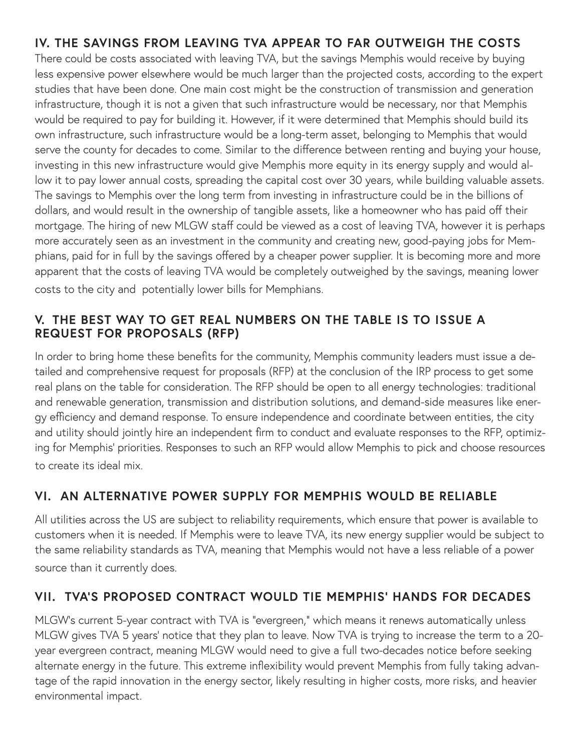## IV. THE SAVINGS FROM LEAVING TVA APPEAR TO FAR OUTWEIGH THE COSTS

There could be costs associated with leaving TVA, but the savings Memphis would receive by buying less expensive power elsewhere would be much larger than the projected costs, according to the expert studies that have been done. One main cost might be the construction of transmission and generation infrastructure, though it is not a given that such infrastructure would be necessary, nor that Memphis would be required to pay for building it. However, if it were determined that Memphis should build its own infrastructure, such infrastructure would be a long-term asset, belonging to Memphis that would serve the county for decades to come. Similar to the difference between renting and buying your house, investing in this new infrastructure would give Memphis more equity in its energy supply and would allow it to pay lower annual costs, spreading the capital cost over 30 years, while building valuable assets. The savings to Memphis over the long term from investing in infrastructure could be in the billions of dollars, and would result in the ownership of tangible assets, like a homeowner who has paid off their mortgage. The hiring of new MLGW staff could be viewed as a cost of leaving TVA, however it is perhaps more accurately seen as an investment in the community and creating new, good-paying jobs for Memphians, paid for in full by the savings offered by a cheaper power supplier. It is becoming more and more apparent that the costs of leaving TVA would be completely outweighed by the savings, meaning lower costs to the city and potentially lower bills for Memphians.

## V. THE BEST WAY TO GET REAL NUMBERS ON THE TABLE IS TO ISSUE A REQUEST FOR PROPOSALS (RFP)

In order to bring home these benefits for the community, Memphis community leaders must issue a detailed and comprehensive request for proposals (RFP) at the conclusion of the IRP process to get some real plans on the table for consideration. The RFP should be open to all energy technologies: traditional and renewable generation, transmission and distribution solutions, and demand-side measures like energy efficiency and demand response. To ensure independence and coordinate between entities, the city and utility should jointly hire an independent firm to conduct and evaluate responses to the RFP, optimizing for Memphis' priorities. Responses to such an RFP would allow Memphis to pick and choose resources to create its ideal mix.

## VI. AN ALTERNATIVE POWER SUPPLY FOR MEMPHIS WOULD BE RELIABLE

All utilities across the US are subject to reliability requirements, which ensure that power is available to customers when it is needed. If Memphis were to leave TVA, its new energy supplier would be subject to the same reliability standards as TVA, meaning that Memphis would not have a less reliable of a power source than it currently does.

## VII. TVA'S PROPOSED CONTRACT WOULD TIE MEMPHIS' HANDS FOR DECADES

MLGW's current 5-year contract with TVA is "evergreen," which means it renews automatically unless MLGW gives TVA 5 years' notice that they plan to leave. Now TVA is trying to increase the term to a 20-year evergreen contract, meaning MLGW would need to give a full two-decades notice before seeking alternate energy in the future. This extreme inflexibility would prevent Memphis from fully taking advantage of the rapid innovation in the energy sector, likely resulting in higher costs, more risks, and heavier environmental impact.